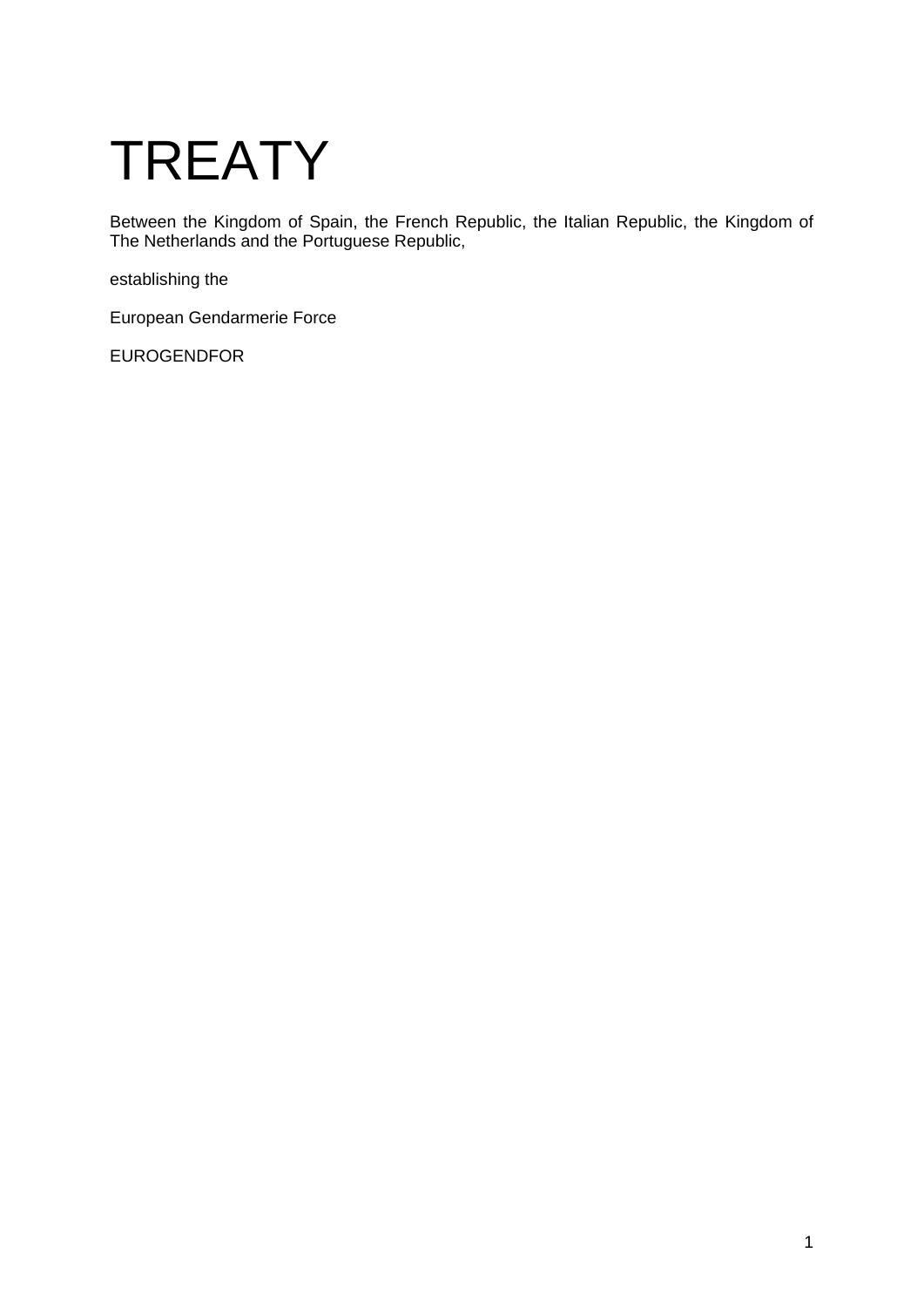# TREATY

Between the Kingdom of Spain, the French Republic, the Italian Republic, the Kingdom of The Netherlands and the Portuguese Republic,

establishing the

European Gendarmerie Force

EUROGENDFOR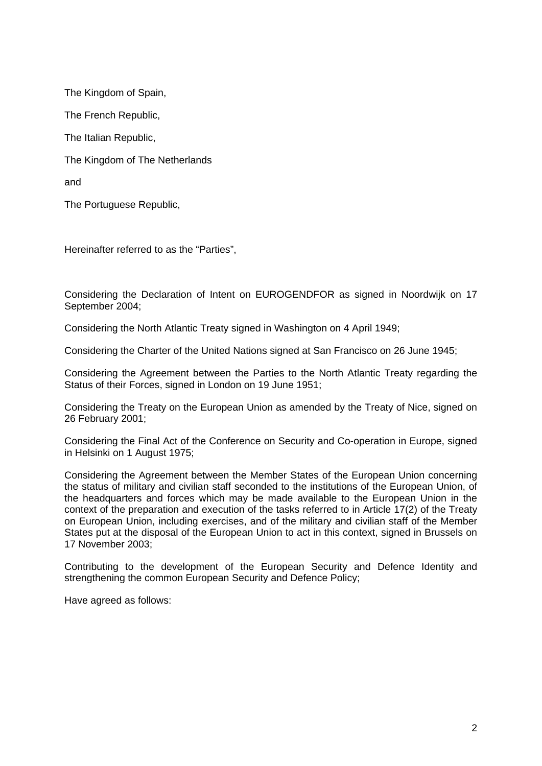The Kingdom of Spain,

The French Republic,

The Italian Republic,

The Kingdom of The Netherlands

and

The Portuguese Republic,

Hereinafter referred to as the "Parties",

Considering the Declaration of Intent on EUROGENDFOR as signed in Noordwijk on 17 September 2004;

Considering the North Atlantic Treaty signed in Washington on 4 April 1949;

Considering the Charter of the United Nations signed at San Francisco on 26 June 1945;

Considering the Agreement between the Parties to the North Atlantic Treaty regarding the Status of their Forces, signed in London on 19 June 1951;

Considering the Treaty on the European Union as amended by the Treaty of Nice, signed on 26 February 2001;

Considering the Final Act of the Conference on Security and Co-operation in Europe, signed in Helsinki on 1 August 1975;

Considering the Agreement between the Member States of the European Union concerning the status of military and civilian staff seconded to the institutions of the European Union, of the headquarters and forces which may be made available to the European Union in the context of the preparation and execution of the tasks referred to in Article 17(2) of the Treaty on European Union, including exercises, and of the military and civilian staff of the Member States put at the disposal of the European Union to act in this context, signed in Brussels on 17 November 2003;

Contributing to the development of the European Security and Defence Identity and strengthening the common European Security and Defence Policy;

Have agreed as follows: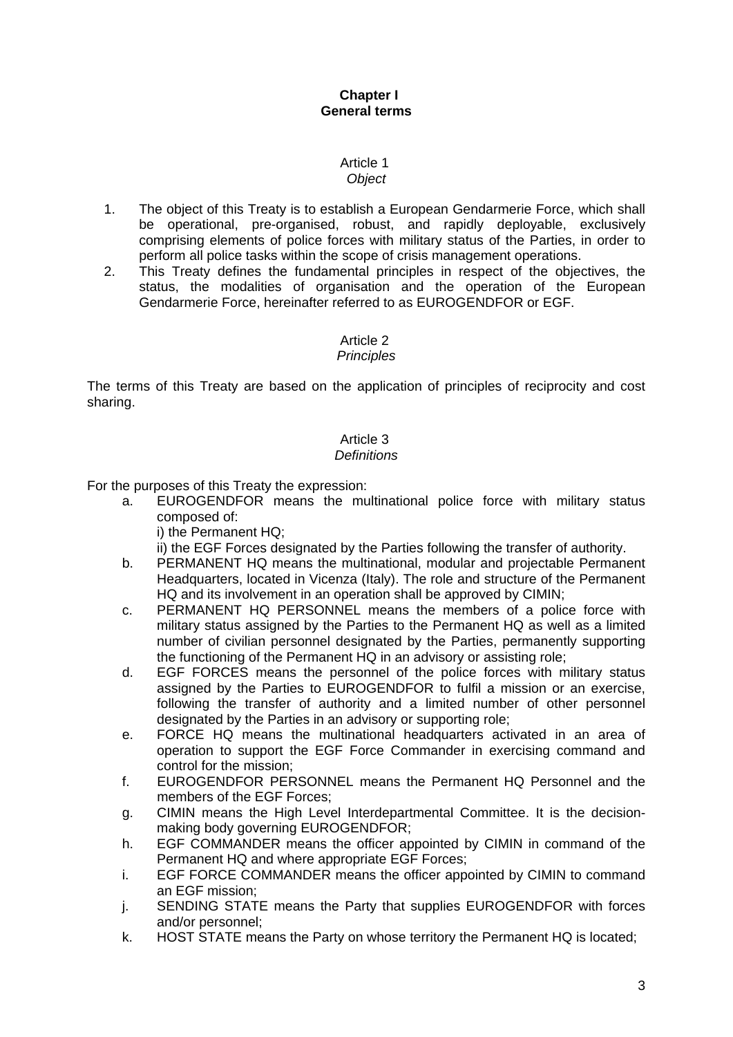**Chapter I**
**General terms**

Article 1
*Object*

1. The object of this Treaty is to establish a European Gendarmerie Force, which shall be operational, pre-organised, robust, and rapidly deployable, exclusively comprising elements of police forces with military status of the Parties, in order to perform all police tasks within the scope of crisis management operations.
2. This Treaty defines the fundamental principles in respect of the objectives, the status, the modalities of organisation and the operation of the European Gendarmerie Force, hereinafter referred to as EUROGENDFOR or EGF.

Article 2
*Principles*

The terms of this Treaty are based on the application of principles of reciprocity and cost sharing.

Article 3
*Definitions*

For the purposes of this Treaty the expression:

a. EUROGENDFOR means the multinational police force with military status composed of:
   i) the Permanent HQ;
   ii) the EGF Forces designated by the Parties following the transfer of authority.
b. PERMANENT HQ means the multinational, modular and projectable Permanent Headquarters, located in Vicenza (Italy). The role and structure of the Permanent HQ and its involvement in an operation shall be approved by CIMIN;
c. PERMANENT HQ PERSONNEL means the members of a police force with military status assigned by the Parties to the Permanent HQ as well as a limited number of civilian personnel designated by the Parties, permanently supporting the functioning of the Permanent HQ in an advisory or assisting role;
d. EGF FORCES means the personnel of the police forces with military status assigned by the Parties to EUROGENDFOR to fulfil a mission or an exercise, following the transfer of authority and a limited number of other personnel designated by the Parties in an advisory or supporting role;
e. FORCE HQ means the multinational headquarters activated in an area of operation to support the EGF Force Commander in exercising command and control for the mission;
f. EUROGENDFOR PERSONNEL means the Permanent HQ Personnel and the members of the EGF Forces;
g. CIMIN means the High Level Interdepartmental Committee. It is the decision-making body governing EUROGENDFOR;
h. EGF COMMANDER means the officer appointed by CIMIN in command of the Permanent HQ and where appropriate EGF Forces;
i. EGF FORCE COMMANDER means the officer appointed by CIMIN to command an EGF mission;
j. SENDING STATE means the Party that supplies EUROGENDFOR with forces and/or personnel;
k. HOST STATE means the Party on whose territory the Permanent HQ is located;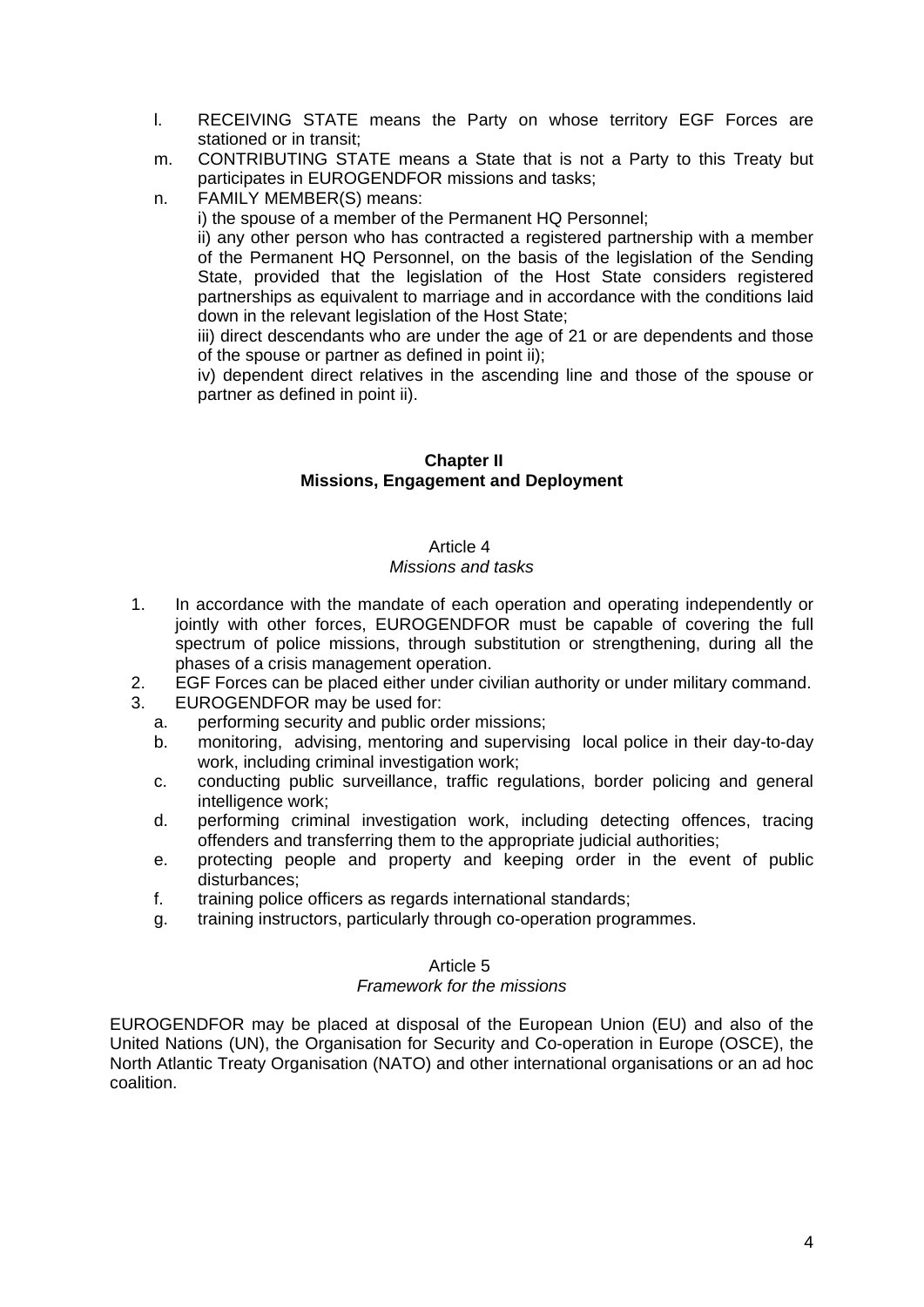l. RECEIVING STATE means the Party on whose territory EGF Forces are stationed or in transit;

m. CONTRIBUTING STATE means a State that is not a Party to this Treaty but participates in EUROGENDFOR missions and tasks;

n. FAMILY MEMBER(S) means:

   i) the spouse of a member of the Permanent HQ Personnel;

   ii) any other person who has contracted a registered partnership with a member of the Permanent HQ Personnel, on the basis of the legislation of the Sending State, provided that the legislation of the Host State considers registered partnerships as equivalent to marriage and in accordance with the conditions laid down in the relevant legislation of the Host State;

   iii) direct descendants who are under the age of 21 or are dependents and those of the spouse or partner as defined in point ii);

   iv) dependent direct relatives in the ascending line and those of the spouse or partner as defined in point ii).

## Chapter II
## Missions, Engagement and Deployment

### Article 4
*Missions and tasks*

1. In accordance with the mandate of each operation and operating independently or jointly with other forces, EUROGENDFOR must be capable of covering the full spectrum of police missions, through substitution or strengthening, during all the phases of a crisis management operation.
2. EGF Forces can be placed either under civilian authority or under military command.
3. EUROGENDFOR may be used for:
   a. performing security and public order missions;
   b. monitoring, advising, mentoring and supervising local police in their day-to-day work, including criminal investigation work;
   c. conducting public surveillance, traffic regulations, border policing and general intelligence work;
   d. performing criminal investigation work, including detecting offences, tracing offenders and transferring them to the appropriate judicial authorities;
   e. protecting people and property and keeping order in the event of public disturbances;
   f. training police officers as regards international standards;
   g. training instructors, particularly through co-operation programmes.

### Article 5
*Framework for the missions*

EUROGENDFOR may be placed at disposal of the European Union (EU) and also of the United Nations (UN), the Organisation for Security and Co-operation in Europe (OSCE), the North Atlantic Treaty Organisation (NATO) and other international organisations or an ad hoc coalition.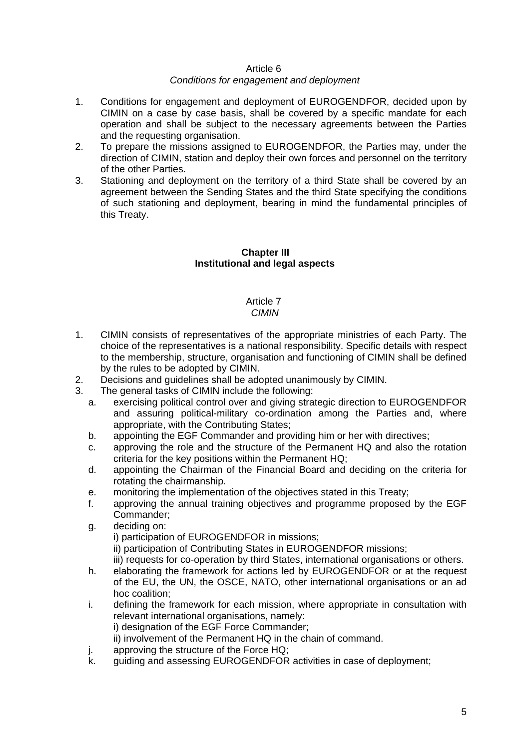Article 6

*Conditions for engagement and deployment*

1. Conditions for engagement and deployment of EUROGENDFOR, decided upon by CIMIN on a case by case basis, shall be covered by a specific mandate for each operation and shall be subject to the necessary agreements between the Parties and the requesting organisation.
2. To prepare the missions assigned to EUROGENDFOR, the Parties may, under the direction of CIMIN, station and deploy their own forces and personnel on the territory of the other Parties.
3. Stationing and deployment on the territory of a third State shall be covered by an agreement between the Sending States and the third State specifying the conditions of such stationing and deployment, bearing in mind the fundamental principles of this Treaty.

## Chapter III
## Institutional and legal aspects

Article 7

*CIMIN*

1. CIMIN consists of representatives of the appropriate ministries of each Party. The choice of the representatives is a national responsibility. Specific details with respect to the membership, structure, organisation and functioning of CIMIN shall be defined by the rules to be adopted by CIMIN.
2. Decisions and guidelines shall be adopted unanimously by CIMIN.
3. The general tasks of CIMIN include the following:
   a. exercising political control over and giving strategic direction to EUROGENDFOR and assuring political-military co-ordination among the Parties and, where appropriate, with the Contributing States;
   b. appointing the EGF Commander and providing him or her with directives;
   c. approving the role and the structure of the Permanent HQ and also the rotation criteria for the key positions within the Permanent HQ;
   d. appointing the Chairman of the Financial Board and deciding on the criteria for rotating the chairmanship.
   e. monitoring the implementation of the objectives stated in this Treaty;
   f. approving the annual training objectives and programme proposed by the EGF Commander;
   g. deciding on:
      i) participation of EUROGENDFOR in missions;
      ii) participation of Contributing States in EUROGENDFOR missions;
      iii) requests for co-operation by third States, international organisations or others.
   h. elaborating the framework for actions led by EUROGENDFOR or at the request of the EU, the UN, the OSCE, NATO, other international organisations or an ad hoc coalition;
   i. defining the framework for each mission, where appropriate in consultation with relevant international organisations, namely:
      i) designation of the EGF Force Commander;
      ii) involvement of the Permanent HQ in the chain of command.
   j. approving the structure of the Force HQ;
   k. guiding and assessing EUROGENDFOR activities in case of deployment;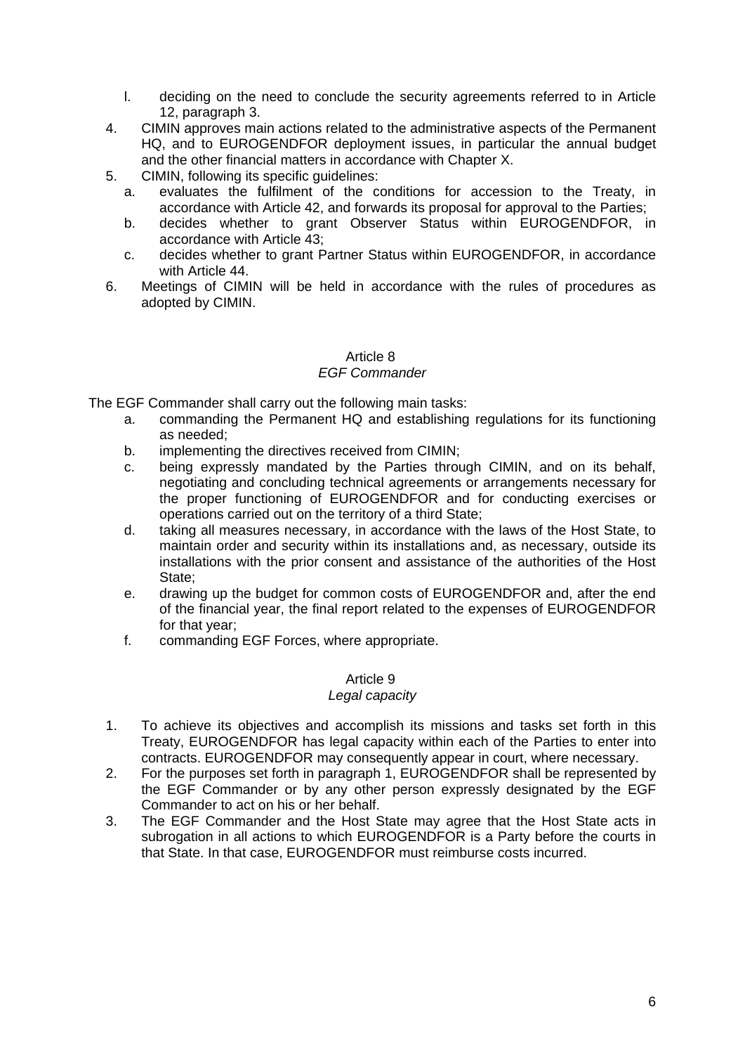l. deciding on the need to conclude the security agreements referred to in Article 12, paragraph 3.

4. CIMIN approves main actions related to the administrative aspects of the Permanent HQ, and to EUROGENDFOR deployment issues, in particular the annual budget and the other financial matters in accordance with Chapter X.
5. CIMIN, following its specific guidelines:
   a. evaluates the fulfilment of the conditions for accession to the Treaty, in accordance with Article 42, and forwards its proposal for approval to the Parties;
   b. decides whether to grant Observer Status within EUROGENDFOR, in accordance with Article 43;
   c. decides whether to grant Partner Status within EUROGENDFOR, in accordance with Article 44.
6. Meetings of CIMIN will be held in accordance with the rules of procedures as adopted by CIMIN.

### Article 8
*EGF Commander*

The EGF Commander shall carry out the following main tasks:

a. commanding the Permanent HQ and establishing regulations for its functioning as needed;
b. implementing the directives received from CIMIN;
c. being expressly mandated by the Parties through CIMIN, and on its behalf, negotiating and concluding technical agreements or arrangements necessary for the proper functioning of EUROGENDFOR and for conducting exercises or operations carried out on the territory of a third State;
d. taking all measures necessary, in accordance with the laws of the Host State, to maintain order and security within its installations and, as necessary, outside its installations with the prior consent and assistance of the authorities of the Host State;
e. drawing up the budget for common costs of EUROGENDFOR and, after the end of the financial year, the final report related to the expenses of EUROGENDFOR for that year;
f. commanding EGF Forces, where appropriate.

### Article 9
*Legal capacity*

1. To achieve its objectives and accomplish its missions and tasks set forth in this Treaty, EUROGENDFOR has legal capacity within each of the Parties to enter into contracts. EUROGENDFOR may consequently appear in court, where necessary.
2. For the purposes set forth in paragraph 1, EUROGENDFOR shall be represented by the EGF Commander or by any other person expressly designated by the EGF Commander to act on his or her behalf.
3. The EGF Commander and the Host State may agree that the Host State acts in subrogation in all actions to which EUROGENDFOR is a Party before the courts in that State. In that case, EUROGENDFOR must reimburse costs incurred.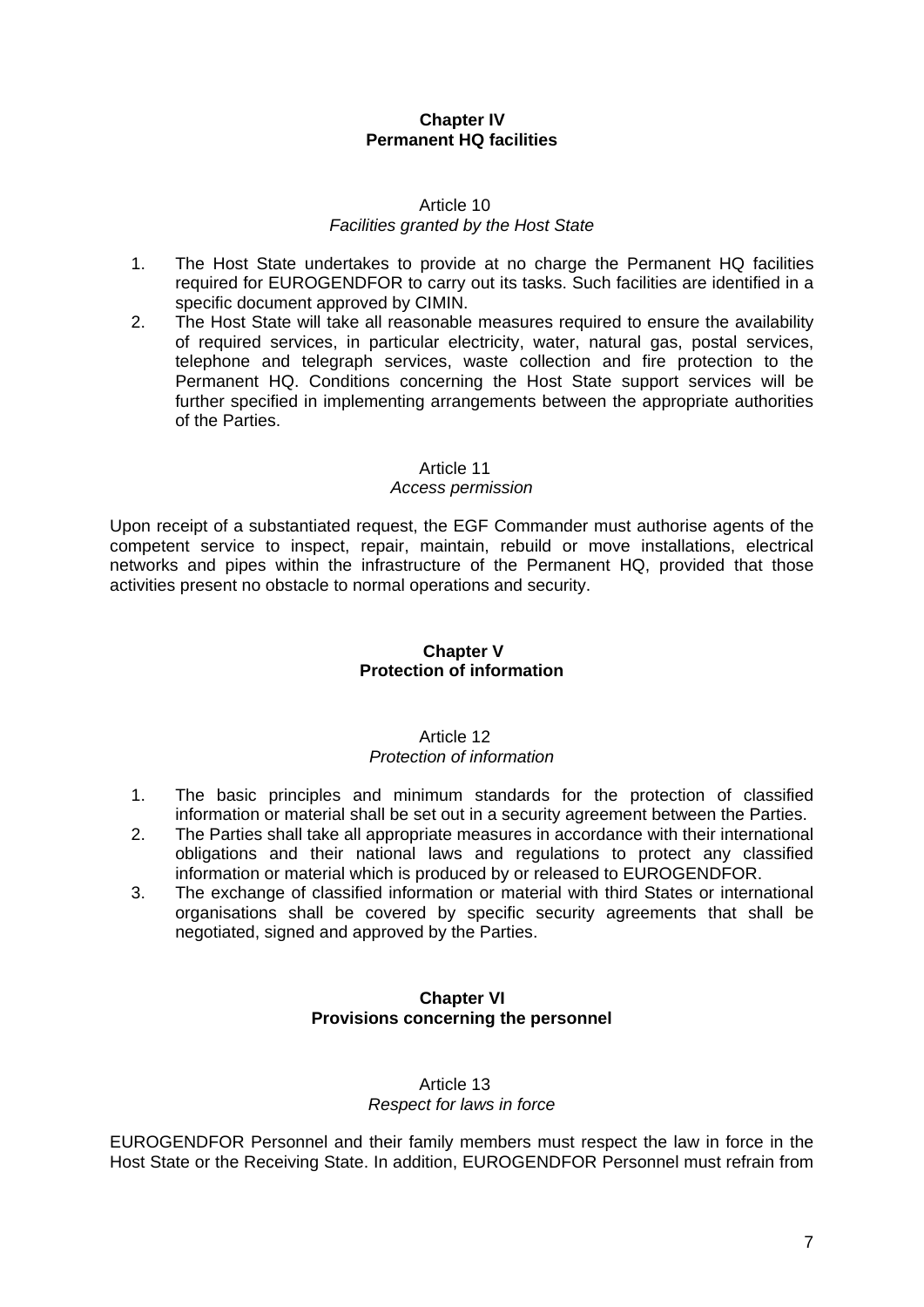## Chapter IV
## Permanent HQ facilities

### Article 10
*Facilities granted by the Host State*

1. The Host State undertakes to provide at no charge the Permanent HQ facilities required for EUROGENDFOR to carry out its tasks. Such facilities are identified in a specific document approved by CIMIN.
2. The Host State will take all reasonable measures required to ensure the availability of required services, in particular electricity, water, natural gas, postal services, telephone and telegraph services, waste collection and fire protection to the Permanent HQ. Conditions concerning the Host State support services will be further specified in implementing arrangements between the appropriate authorities of the Parties.

### Article 11
*Access permission*

Upon receipt of a substantiated request, the EGF Commander must authorise agents of the competent service to inspect, repair, maintain, rebuild or move installations, electrical networks and pipes within the infrastructure of the Permanent HQ, provided that those activities present no obstacle to normal operations and security.

## Chapter V
## Protection of information

### Article 12
*Protection of information*

1. The basic principles and minimum standards for the protection of classified information or material shall be set out in a security agreement between the Parties.
2. The Parties shall take all appropriate measures in accordance with their international obligations and their national laws and regulations to protect any classified information or material which is produced by or released to EUROGENDFOR.
3. The exchange of classified information or material with third States or international organisations shall be covered by specific security agreements that shall be negotiated, signed and approved by the Parties.

## Chapter VI
## Provisions concerning the personnel

### Article 13
*Respect for laws in force*

EUROGENDFOR Personnel and their family members must respect the law in force in the Host State or the Receiving State. In addition, EUROGENDFOR Personnel must refrain from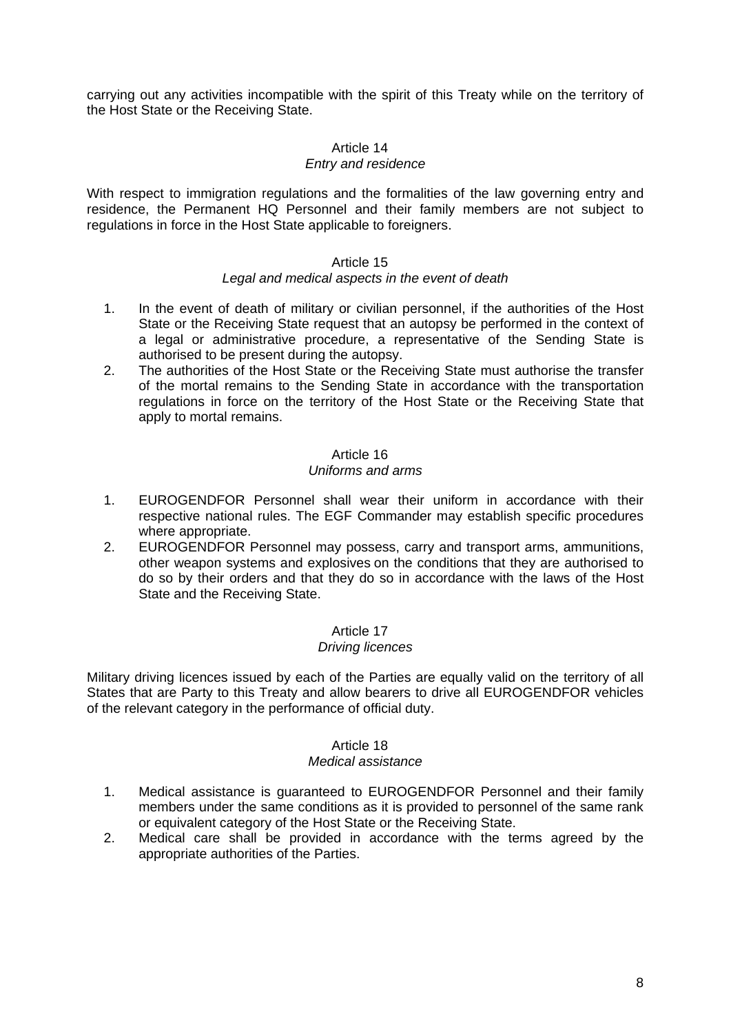carrying out any activities incompatible with the spirit of this Treaty while on the territory of the Host State or the Receiving State.

### Article 14
*Entry and residence*

With respect to immigration regulations and the formalities of the law governing entry and residence, the Permanent HQ Personnel and their family members are not subject to regulations in force in the Host State applicable to foreigners.

### Article 15
*Legal and medical aspects in the event of death*

1. In the event of death of military or civilian personnel, if the authorities of the Host State or the Receiving State request that an autopsy be performed in the context of a legal or administrative procedure, a representative of the Sending State is authorised to be present during the autopsy.
2. The authorities of the Host State or the Receiving State must authorise the transfer of the mortal remains to the Sending State in accordance with the transportation regulations in force on the territory of the Host State or the Receiving State that apply to mortal remains.

### Article 16
*Uniforms and arms*

1. EUROGENDFOR Personnel shall wear their uniform in accordance with their respective national rules. The EGF Commander may establish specific procedures where appropriate.
2. EUROGENDFOR Personnel may possess, carry and transport arms, ammunitions, other weapon systems and explosives on the conditions that they are authorised to do so by their orders and that they do so in accordance with the laws of the Host State and the Receiving State.

### Article 17
*Driving licences*

Military driving licences issued by each of the Parties are equally valid on the territory of all States that are Party to this Treaty and allow bearers to drive all EUROGENDFOR vehicles of the relevant category in the performance of official duty.

### Article 18
*Medical assistance*

1. Medical assistance is guaranteed to EUROGENDFOR Personnel and their family members under the same conditions as it is provided to personnel of the same rank or equivalent category of the Host State or the Receiving State.
2. Medical care shall be provided in accordance with the terms agreed by the appropriate authorities of the Parties.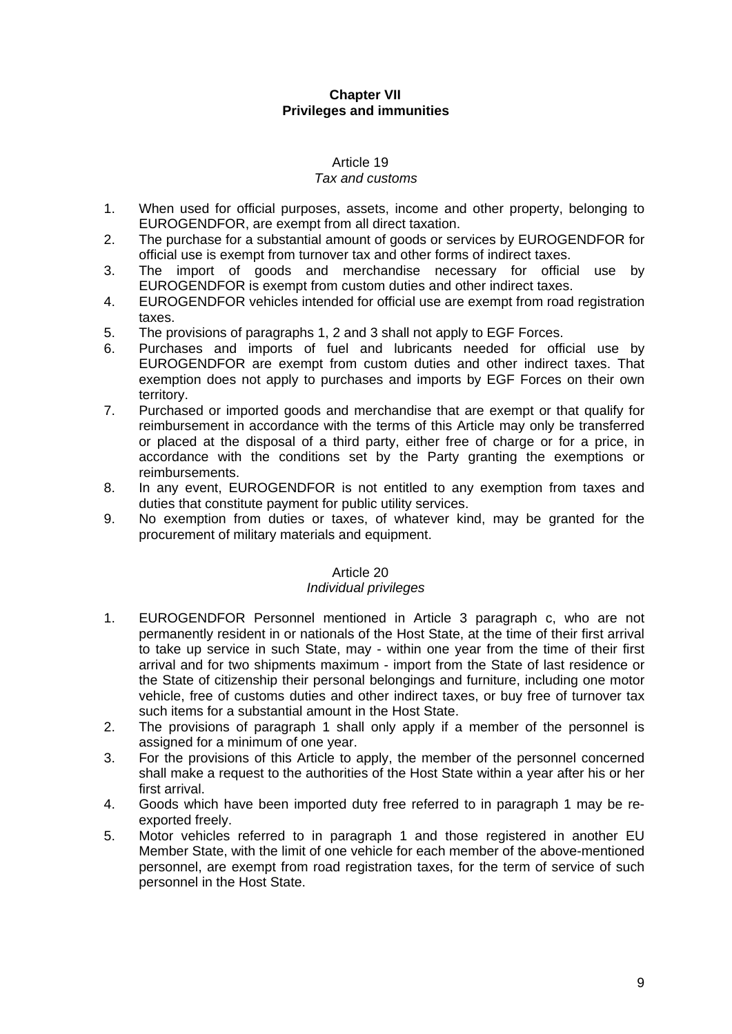## Chapter VII
## Privileges and immunities

### Article 19
*Tax and customs*

1. When used for official purposes, assets, income and other property, belonging to EUROGENDFOR, are exempt from all direct taxation.
2. The purchase for a substantial amount of goods or services by EUROGENDFOR for official use is exempt from turnover tax and other forms of indirect taxes.
3. The import of goods and merchandise necessary for official use by EUROGENDFOR is exempt from custom duties and other indirect taxes.
4. EUROGENDFOR vehicles intended for official use are exempt from road registration taxes.
5. The provisions of paragraphs 1, 2 and 3 shall not apply to EGF Forces.
6. Purchases and imports of fuel and lubricants needed for official use by EUROGENDFOR are exempt from custom duties and other indirect taxes. That exemption does not apply to purchases and imports by EGF Forces on their own territory.
7. Purchased or imported goods and merchandise that are exempt or that qualify for reimbursement in accordance with the terms of this Article may only be transferred or placed at the disposal of a third party, either free of charge or for a price, in accordance with the conditions set by the Party granting the exemptions or reimbursements.
8. In any event, EUROGENDFOR is not entitled to any exemption from taxes and duties that constitute payment for public utility services.
9. No exemption from duties or taxes, of whatever kind, may be granted for the procurement of military materials and equipment.

### Article 20
*Individual privileges*

1. EUROGENDFOR Personnel mentioned in Article 3 paragraph c, who are not permanently resident in or nationals of the Host State, at the time of their first arrival to take up service in such State, may - within one year from the time of their first arrival and for two shipments maximum - import from the State of last residence or the State of citizenship their personal belongings and furniture, including one motor vehicle, free of customs duties and other indirect taxes, or buy free of turnover tax such items for a substantial amount in the Host State.
2. The provisions of paragraph 1 shall only apply if a member of the personnel is assigned for a minimum of one year.
3. For the provisions of this Article to apply, the member of the personnel concerned shall make a request to the authorities of the Host State within a year after his or her first arrival.
4. Goods which have been imported duty free referred to in paragraph 1 may be re-exported freely.
5. Motor vehicles referred to in paragraph 1 and those registered in another EU Member State, with the limit of one vehicle for each member of the above-mentioned personnel, are exempt from road registration taxes, for the term of service of such personnel in the Host State.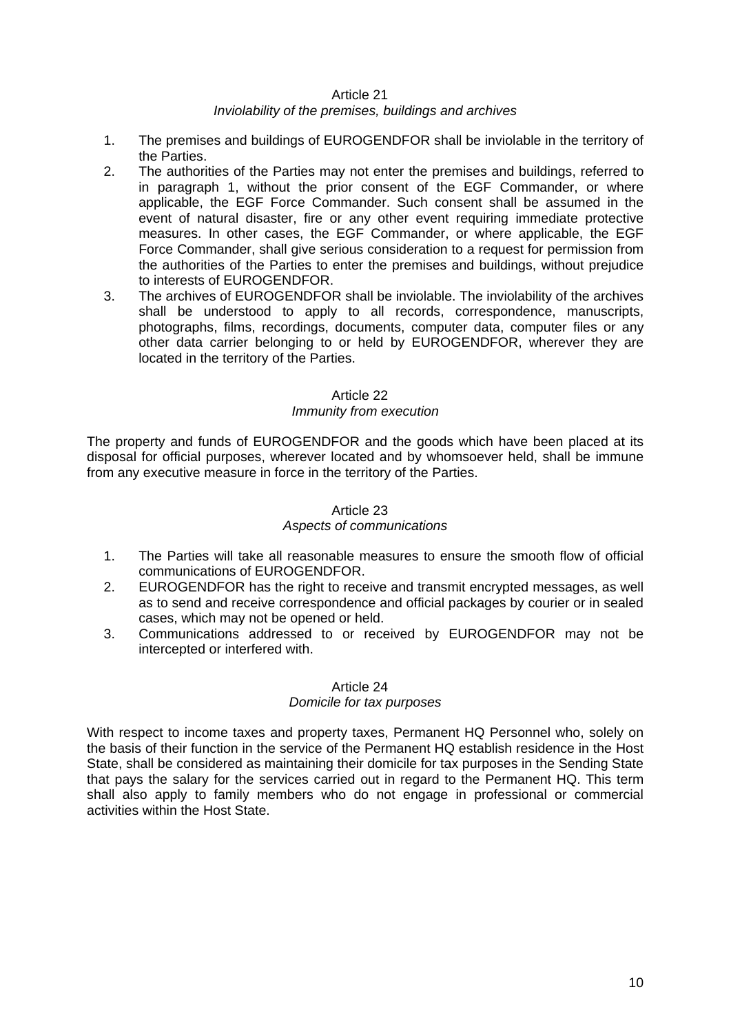Article 21

*Inviolability of the premises, buildings and archives*

1. The premises and buildings of EUROGENDFOR shall be inviolable in the territory of the Parties.
2. The authorities of the Parties may not enter the premises and buildings, referred to in paragraph 1, without the prior consent of the EGF Commander, or where applicable, the EGF Force Commander. Such consent shall be assumed in the event of natural disaster, fire or any other event requiring immediate protective measures. In other cases, the EGF Commander, or where applicable, the EGF Force Commander, shall give serious consideration to a request for permission from the authorities of the Parties to enter the premises and buildings, without prejudice to interests of EUROGENDFOR.
3. The archives of EUROGENDFOR shall be inviolable. The inviolability of the archives shall be understood to apply to all records, correspondence, manuscripts, photographs, films, recordings, documents, computer data, computer files or any other data carrier belonging to or held by EUROGENDFOR, wherever they are located in the territory of the Parties.

Article 22

*Immunity from execution*

The property and funds of EUROGENDFOR and the goods which have been placed at its disposal for official purposes, wherever located and by whomsoever held, shall be immune from any executive measure in force in the territory of the Parties.

Article 23

*Aspects of communications*

1. The Parties will take all reasonable measures to ensure the smooth flow of official communications of EUROGENDFOR.
2. EUROGENDFOR has the right to receive and transmit encrypted messages, as well as to send and receive correspondence and official packages by courier or in sealed cases, which may not be opened or held.
3. Communications addressed to or received by EUROGENDFOR may not be intercepted or interfered with.

Article 24

*Domicile for tax purposes*

With respect to income taxes and property taxes, Permanent HQ Personnel who, solely on the basis of their function in the service of the Permanent HQ establish residence in the Host State, shall be considered as maintaining their domicile for tax purposes in the Sending State that pays the salary for the services carried out in regard to the Permanent HQ. This term shall also apply to family members who do not engage in professional or commercial activities within the Host State.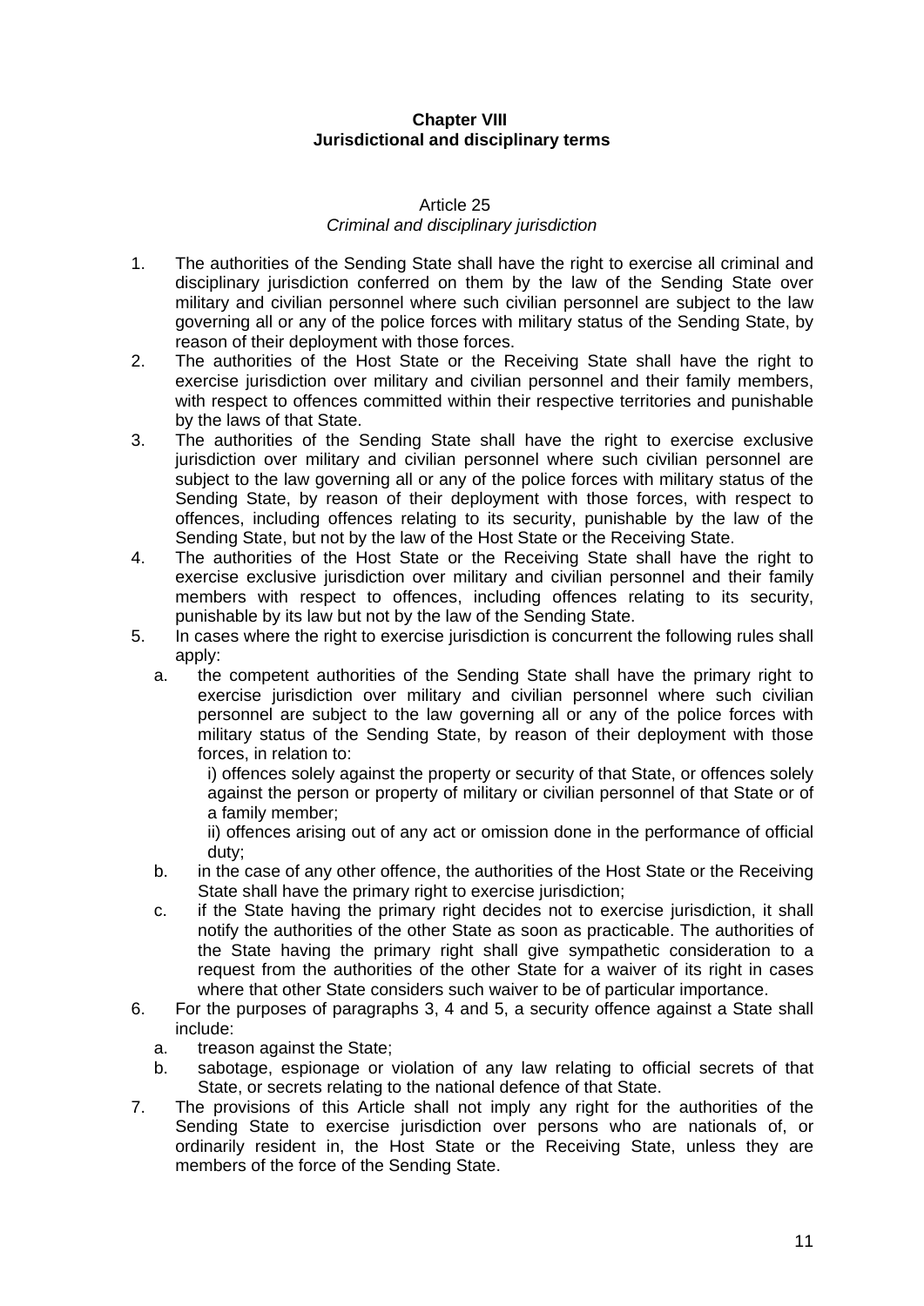## Chapter VIII
## Jurisdictional and disciplinary terms

### Article 25
*Criminal and disciplinary jurisdiction*

1. The authorities of the Sending State shall have the right to exercise all criminal and disciplinary jurisdiction conferred on them by the law of the Sending State over military and civilian personnel where such civilian personnel are subject to the law governing all or any of the police forces with military status of the Sending State, by reason of their deployment with those forces.
2. The authorities of the Host State or the Receiving State shall have the right to exercise jurisdiction over military and civilian personnel and their family members, with respect to offences committed within their respective territories and punishable by the laws of that State.
3. The authorities of the Sending State shall have the right to exercise exclusive jurisdiction over military and civilian personnel where such civilian personnel are subject to the law governing all or any of the police forces with military status of the Sending State, by reason of their deployment with those forces, with respect to offences, including offences relating to its security, punishable by the law of the Sending State, but not by the law of the Host State or the Receiving State.
4. The authorities of the Host State or the Receiving State shall have the right to exercise exclusive jurisdiction over military and civilian personnel and their family members with respect to offences, including offences relating to its security, punishable by its law but not by the law of the Sending State.
5. In cases where the right to exercise jurisdiction is concurrent the following rules shall apply:
   a. the competent authorities of the Sending State shall have the primary right to exercise jurisdiction over military and civilian personnel where such civilian personnel are subject to the law governing all or any of the police forces with military status of the Sending State, by reason of their deployment with those forces, in relation to:
      i) offences solely against the property or security of that State, or offences solely against the person or property of military or civilian personnel of that State or of a family member;
      ii) offences arising out of any act or omission done in the performance of official duty;
   b. in the case of any other offence, the authorities of the Host State or the Receiving State shall have the primary right to exercise jurisdiction;
   c. if the State having the primary right decides not to exercise jurisdiction, it shall notify the authorities of the other State as soon as practicable. The authorities of the State having the primary right shall give sympathetic consideration to a request from the authorities of the other State for a waiver of its right in cases where that other State considers such waiver to be of particular importance.
6. For the purposes of paragraphs 3, 4 and 5, a security offence against a State shall include:
   a. treason against the State;
   b. sabotage, espionage or violation of any law relating to official secrets of that State, or secrets relating to the national defence of that State.
7. The provisions of this Article shall not imply any right for the authorities of the Sending State to exercise jurisdiction over persons who are nationals of, or ordinarily resident in, the Host State or the Receiving State, unless they are members of the force of the Sending State.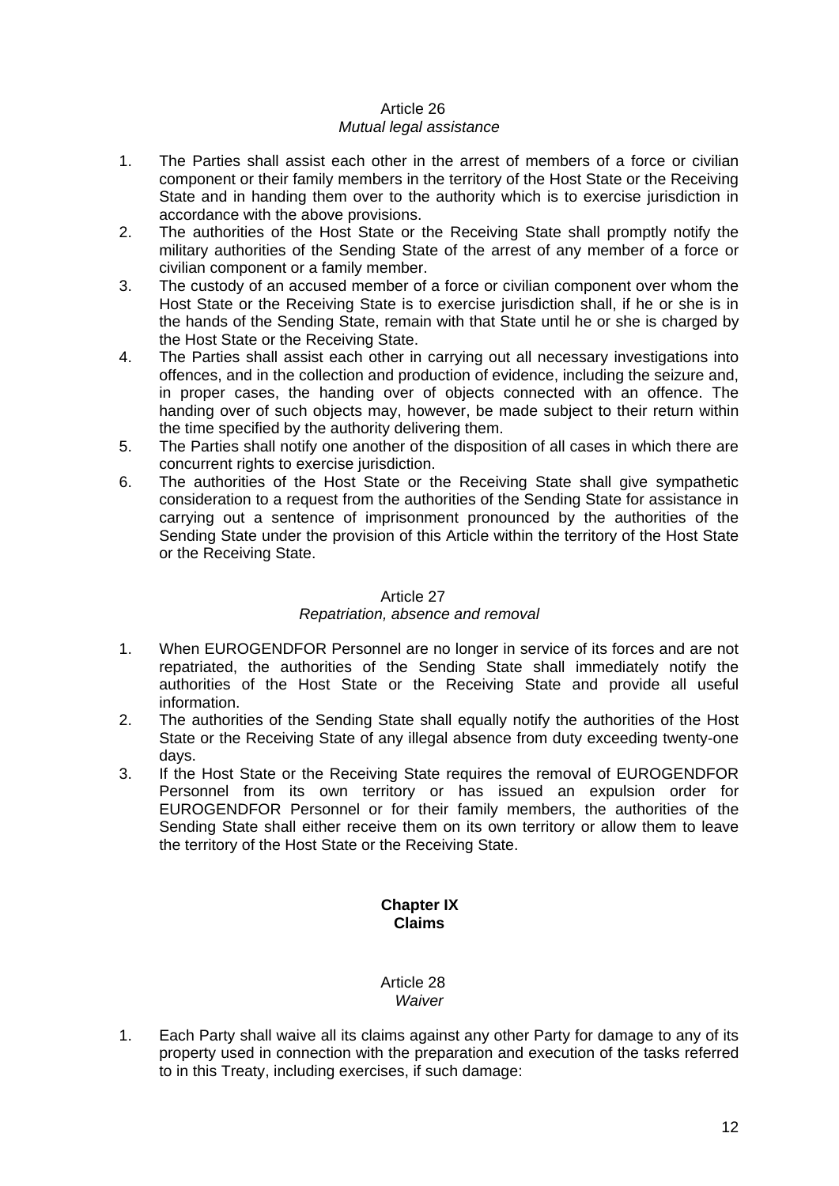Article 26
*Mutual legal assistance*

1. The Parties shall assist each other in the arrest of members of a force or civilian component or their family members in the territory of the Host State or the Receiving State and in handing them over to the authority which is to exercise jurisdiction in accordance with the above provisions.
2. The authorities of the Host State or the Receiving State shall promptly notify the military authorities of the Sending State of the arrest of any member of a force or civilian component or a family member.
3. The custody of an accused member of a force or civilian component over whom the Host State or the Receiving State is to exercise jurisdiction shall, if he or she is in the hands of the Sending State, remain with that State until he or she is charged by the Host State or the Receiving State.
4. The Parties shall assist each other in carrying out all necessary investigations into offences, and in the collection and production of evidence, including the seizure and, in proper cases, the handing over of objects connected with an offence. The handing over of such objects may, however, be made subject to their return within the time specified by the authority delivering them.
5. The Parties shall notify one another of the disposition of all cases in which there are concurrent rights to exercise jurisdiction.
6. The authorities of the Host State or the Receiving State shall give sympathetic consideration to a request from the authorities of the Sending State for assistance in carrying out a sentence of imprisonment pronounced by the authorities of the Sending State under the provision of this Article within the territory of the Host State or the Receiving State.

Article 27
*Repatriation, absence and removal*

1. When EUROGENDFOR Personnel are no longer in service of its forces and are not repatriated, the authorities of the Sending State shall immediately notify the authorities of the Host State or the Receiving State and provide all useful information.
2. The authorities of the Sending State shall equally notify the authorities of the Host State or the Receiving State of any illegal absence from duty exceeding twenty-one days.
3. If the Host State or the Receiving State requires the removal of EUROGENDFOR Personnel from its own territory or has issued an expulsion order for EUROGENDFOR Personnel or for their family members, the authorities of the Sending State shall either receive them on its own territory or allow them to leave the territory of the Host State or the Receiving State.

## Chapter IX
## Claims

Article 28
*Waiver*

1. Each Party shall waive all its claims against any other Party for damage to any of its property used in connection with the preparation and execution of the tasks referred to in this Treaty, including exercises, if such damage: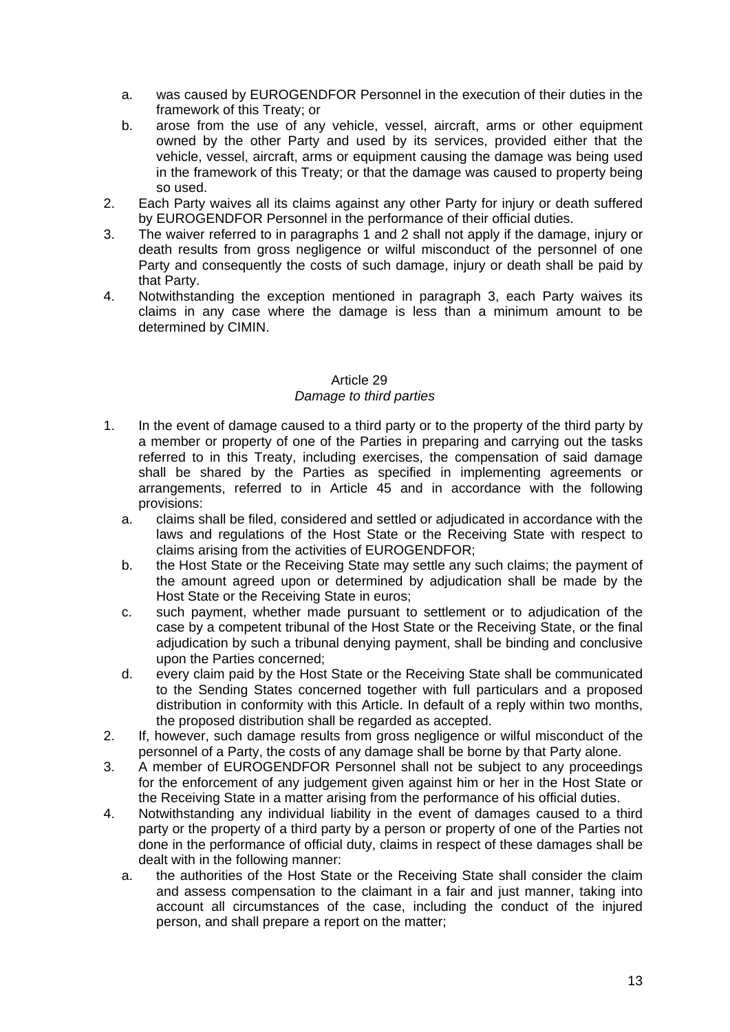a. was caused by EUROGENDFOR Personnel in the execution of their duties in the framework of this Treaty; or
b. arose from the use of any vehicle, vessel, aircraft, arms or other equipment owned by the other Party and used by its services, provided either that the vehicle, vessel, aircraft, arms or equipment causing the damage was being used in the framework of this Treaty; or that the damage was caused to property being so used.

2. Each Party waives all its claims against any other Party for injury or death suffered by EUROGENDFOR Personnel in the performance of their official duties.
3. The waiver referred to in paragraphs 1 and 2 shall not apply if the damage, injury or death results from gross negligence or wilful misconduct of the personnel of one Party and consequently the costs of such damage, injury or death shall be paid by that Party.
4. Notwithstanding the exception mentioned in paragraph 3, each Party waives its claims in any case where the damage is less than a minimum amount to be determined by CIMIN.

Article 29
*Damage to third parties*

1. In the event of damage caused to a third party or to the property of the third party by a member or property of one of the Parties in preparing and carrying out the tasks referred to in this Treaty, including exercises, the compensation of said damage shall be shared by the Parties as specified in implementing agreements or arrangements, referred to in Article 45 and in accordance with the following provisions:
   a. claims shall be filed, considered and settled or adjudicated in accordance with the laws and regulations of the Host State or the Receiving State with respect to claims arising from the activities of EUROGENDFOR;
   b. the Host State or the Receiving State may settle any such claims; the payment of the amount agreed upon or determined by adjudication shall be made by the Host State or the Receiving State in euros;
   c. such payment, whether made pursuant to settlement or to adjudication of the case by a competent tribunal of the Host State or the Receiving State, or the final adjudication by such a tribunal denying payment, shall be binding and conclusive upon the Parties concerned;
   d. every claim paid by the Host State or the Receiving State shall be communicated to the Sending States concerned together with full particulars and a proposed distribution in conformity with this Article. In default of a reply within two months, the proposed distribution shall be regarded as accepted.
2. If, however, such damage results from gross negligence or wilful misconduct of the personnel of a Party, the costs of any damage shall be borne by that Party alone.
3. A member of EUROGENDFOR Personnel shall not be subject to any proceedings for the enforcement of any judgement given against him or her in the Host State or the Receiving State in a matter arising from the performance of his official duties.
4. Notwithstanding any individual liability in the event of damages caused to a third party or the property of a third party by a person or property of one of the Parties not done in the performance of official duty, claims in respect of these damages shall be dealt with in the following manner:
   a. the authorities of the Host State or the Receiving State shall consider the claim and assess compensation to the claimant in a fair and just manner, taking into account all circumstances of the case, including the conduct of the injured person, and shall prepare a report on the matter;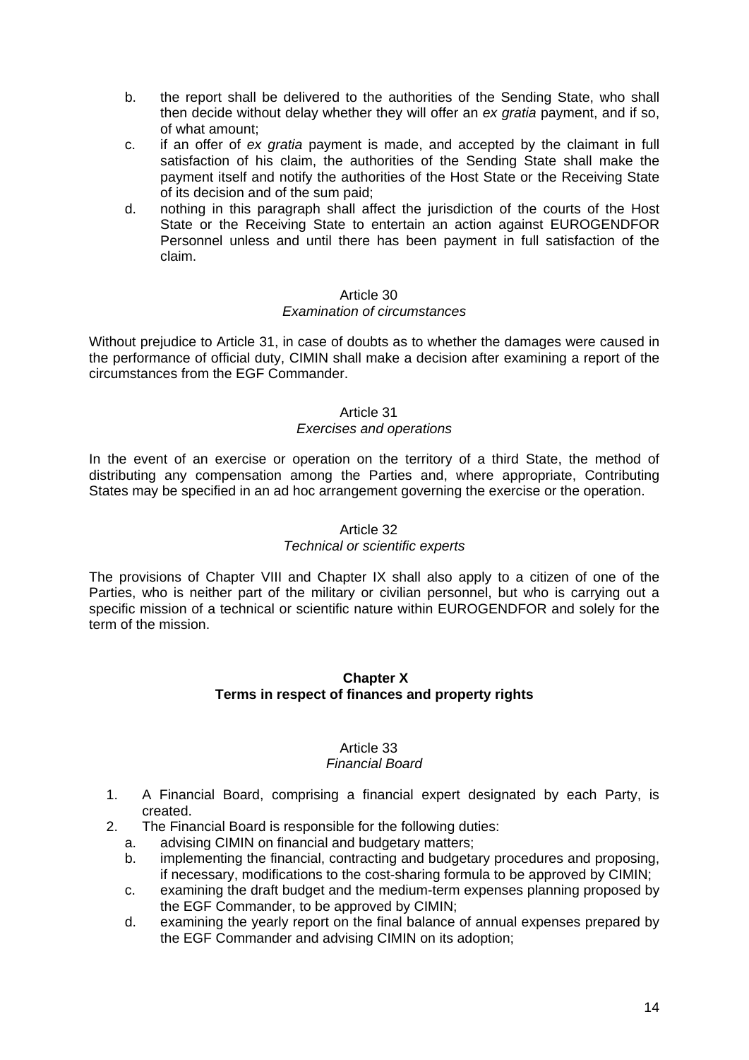b. the report shall be delivered to the authorities of the Sending State, who shall then decide without delay whether they will offer an *ex gratia* payment, and if so, of what amount;
c. if an offer of *ex gratia* payment is made, and accepted by the claimant in full satisfaction of his claim, the authorities of the Sending State shall make the payment itself and notify the authorities of the Host State or the Receiving State of its decision and of the sum paid;
d. nothing in this paragraph shall affect the jurisdiction of the courts of the Host State or the Receiving State to entertain an action against EUROGENDFOR Personnel unless and until there has been payment in full satisfaction of the claim.

Article 30
*Examination of circumstances*

Without prejudice to Article 31, in case of doubts as to whether the damages were caused in the performance of official duty, CIMIN shall make a decision after examining a report of the circumstances from the EGF Commander.

Article 31
*Exercises and operations*

In the event of an exercise or operation on the territory of a third State, the method of distributing any compensation among the Parties and, where appropriate, Contributing States may be specified in an ad hoc arrangement governing the exercise or the operation.

Article 32
*Technical or scientific experts*

The provisions of Chapter VIII and Chapter IX shall also apply to a citizen of one of the Parties, who is neither part of the military or civilian personnel, but who is carrying out a specific mission of a technical or scientific nature within EUROGENDFOR and solely for the term of the mission.

## Chapter X
## Terms in respect of finances and property rights

Article 33
*Financial Board*

1. A Financial Board, comprising a financial expert designated by each Party, is created.
2. The Financial Board is responsible for the following duties:
   a. advising CIMIN on financial and budgetary matters;
   b. implementing the financial, contracting and budgetary procedures and proposing, if necessary, modifications to the cost-sharing formula to be approved by CIMIN;
   c. examining the draft budget and the medium-term expenses planning proposed by the EGF Commander, to be approved by CIMIN;
   d. examining the yearly report on the final balance of annual expenses prepared by the EGF Commander and advising CIMIN on its adoption;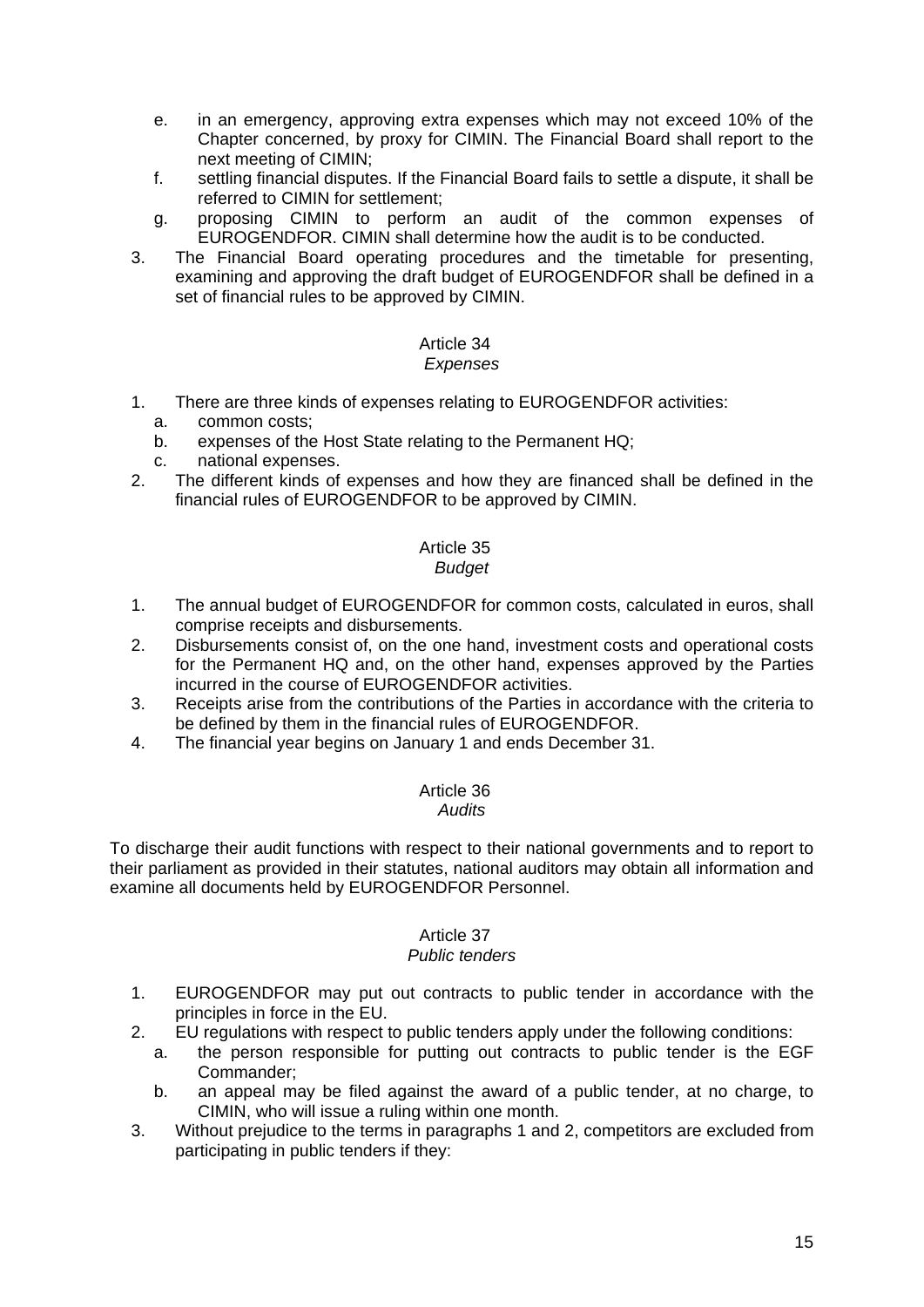e. in an emergency, approving extra expenses which may not exceed 10% of the Chapter concerned, by proxy for CIMIN. The Financial Board shall report to the next meeting of CIMIN;
f. settling financial disputes. If the Financial Board fails to settle a dispute, it shall be referred to CIMIN for settlement;
g. proposing CIMIN to perform an audit of the common expenses of EUROGENDFOR. CIMIN shall determine how the audit is to be conducted.

3. The Financial Board operating procedures and the timetable for presenting, examining and approving the draft budget of EUROGENDFOR shall be defined in a set of financial rules to be approved by CIMIN.

### Article 34
*Expenses*

1. There are three kinds of expenses relating to EUROGENDFOR activities:
   a. common costs;
   b. expenses of the Host State relating to the Permanent HQ;
   c. national expenses.
2. The different kinds of expenses and how they are financed shall be defined in the financial rules of EUROGENDFOR to be approved by CIMIN.

### Article 35
*Budget*

1. The annual budget of EUROGENDFOR for common costs, calculated in euros, shall comprise receipts and disbursements.
2. Disbursements consist of, on the one hand, investment costs and operational costs for the Permanent HQ and, on the other hand, expenses approved by the Parties incurred in the course of EUROGENDFOR activities.
3. Receipts arise from the contributions of the Parties in accordance with the criteria to be defined by them in the financial rules of EUROGENDFOR.
4. The financial year begins on January 1 and ends December 31.

### Article 36
*Audits*

To discharge their audit functions with respect to their national governments and to report to their parliament as provided in their statutes, national auditors may obtain all information and examine all documents held by EUROGENDFOR Personnel.

### Article 37
*Public tenders*

1. EUROGENDFOR may put out contracts to public tender in accordance with the principles in force in the EU.
2. EU regulations with respect to public tenders apply under the following conditions:
   a. the person responsible for putting out contracts to public tender is the EGF Commander;
   b. an appeal may be filed against the award of a public tender, at no charge, to CIMIN, who will issue a ruling within one month.
3. Without prejudice to the terms in paragraphs 1 and 2, competitors are excluded from participating in public tenders if they: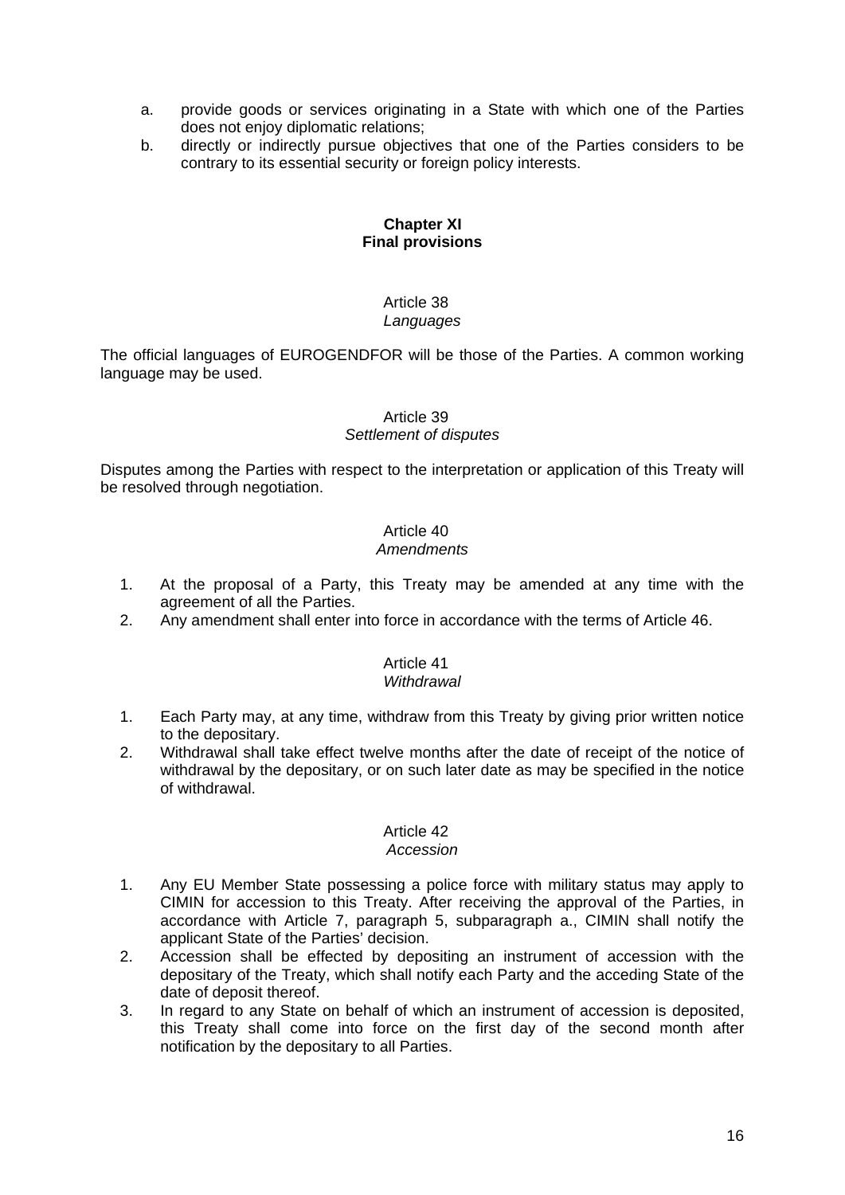a. provide goods or services originating in a State with which one of the Parties does not enjoy diplomatic relations;
b. directly or indirectly pursue objectives that one of the Parties considers to be contrary to its essential security or foreign policy interests.

## Chapter XI
## Final provisions

### Article 38
*Languages*

The official languages of EUROGENDFOR will be those of the Parties. A common working language may be used.

### Article 39
*Settlement of disputes*

Disputes among the Parties with respect to the interpretation or application of this Treaty will be resolved through negotiation.

### Article 40
*Amendments*

1. At the proposal of a Party, this Treaty may be amended at any time with the agreement of all the Parties.
2. Any amendment shall enter into force in accordance with the terms of Article 46.

### Article 41
*Withdrawal*

1. Each Party may, at any time, withdraw from this Treaty by giving prior written notice to the depositary.
2. Withdrawal shall take effect twelve months after the date of receipt of the notice of withdrawal by the depositary, or on such later date as may be specified in the notice of withdrawal.

### Article 42
*Accession*

1. Any EU Member State possessing a police force with military status may apply to CIMIN for accession to this Treaty. After receiving the approval of the Parties, in accordance with Article 7, paragraph 5, subparagraph a., CIMIN shall notify the applicant State of the Parties' decision.
2. Accession shall be effected by depositing an instrument of accession with the depositary of the Treaty, which shall notify each Party and the acceding State of the date of deposit thereof.
3. In regard to any State on behalf of which an instrument of accession is deposited, this Treaty shall come into force on the first day of the second month after notification by the depositary to all Parties.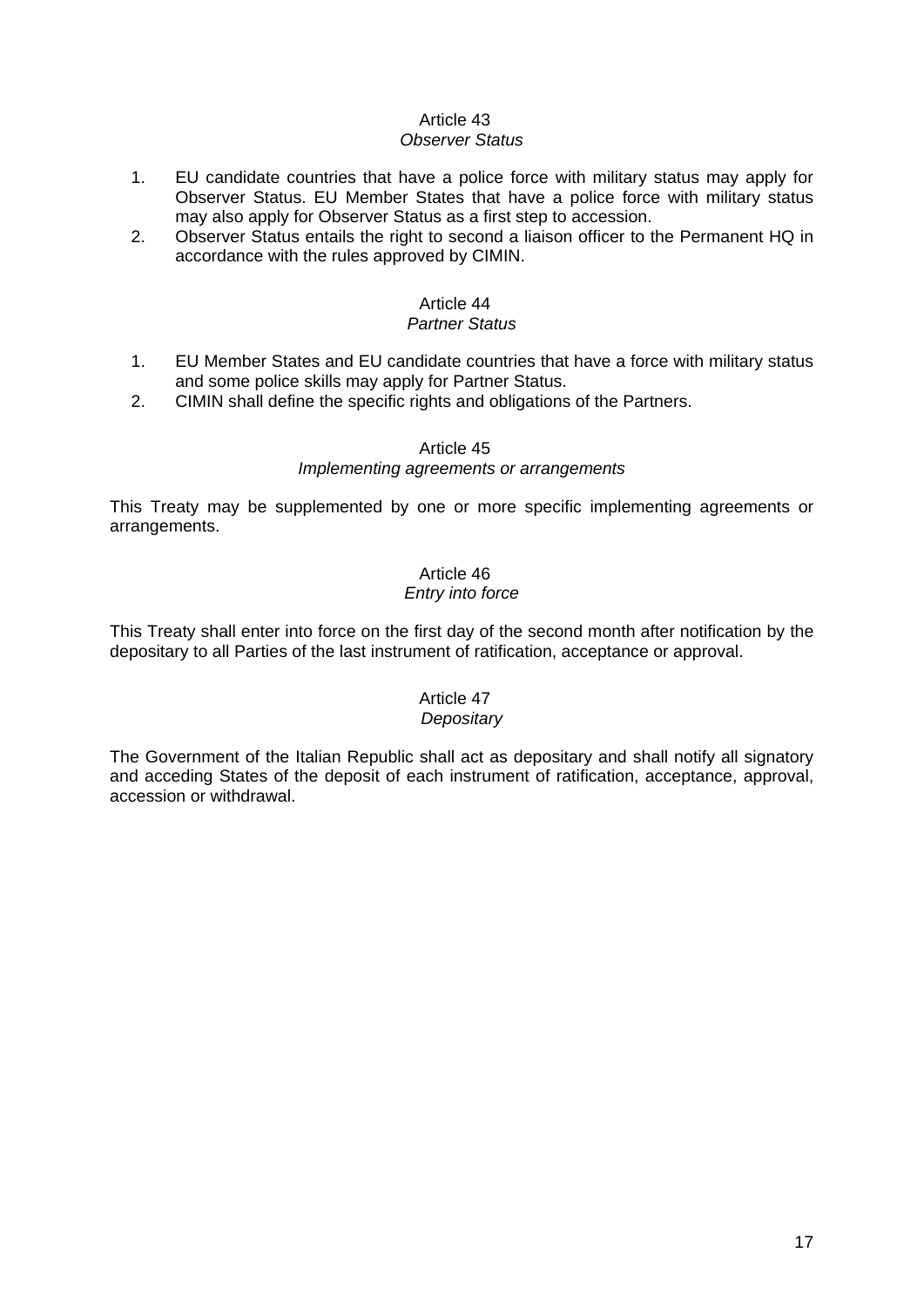## Article 43

*Observer Status*

1. EU candidate countries that have a police force with military status may apply for Observer Status. EU Member States that have a police force with military status may also apply for Observer Status as a first step to accession.
2. Observer Status entails the right to second a liaison officer to the Permanent HQ in accordance with the rules approved by CIMIN.

## Article 44

*Partner Status*

1. EU Member States and EU candidate countries that have a force with military status and some police skills may apply for Partner Status.
2. CIMIN shall define the specific rights and obligations of the Partners.

## Article 45

*Implementing agreements or arrangements*

This Treaty may be supplemented by one or more specific implementing agreements or arrangements.

## Article 46

*Entry into force*

This Treaty shall enter into force on the first day of the second month after notification by the depositary to all Parties of the last instrument of ratification, acceptance or approval.

## Article 47

*Depositary*

The Government of the Italian Republic shall act as depositary and shall notify all signatory and acceding States of the deposit of each instrument of ratification, acceptance, approval, accession or withdrawal.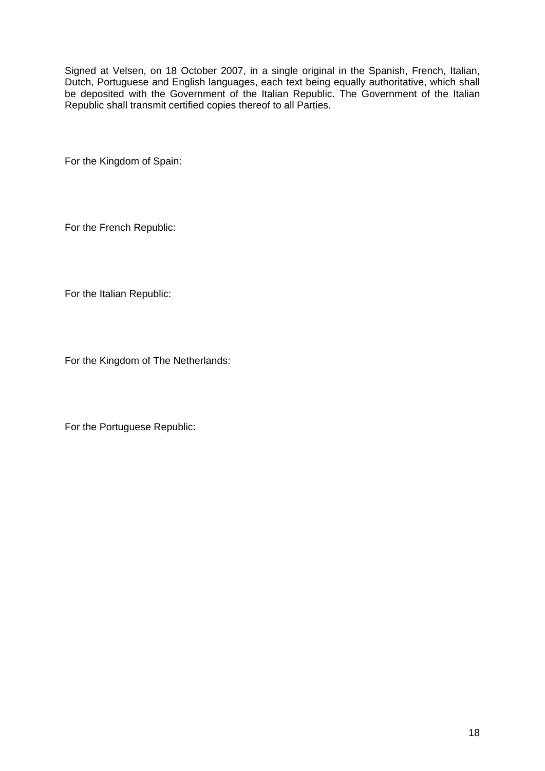Signed at Velsen, on 18 October 2007, in a single original in the Spanish, French, Italian, Dutch, Portuguese and English languages, each text being equally authoritative, which shall be deposited with the Government of the Italian Republic. The Government of the Italian Republic shall transmit certified copies thereof to all Parties.

For the Kingdom of Spain:

For the French Republic:

For the Italian Republic:

For the Kingdom of The Netherlands:

For the Portuguese Republic: